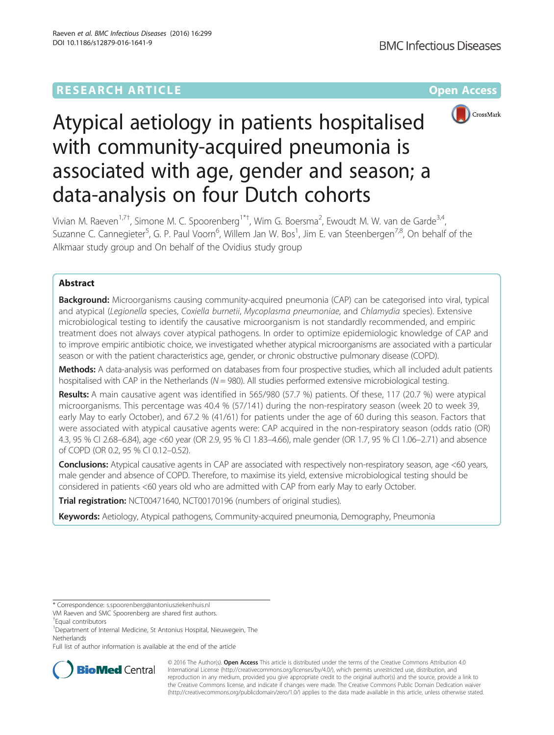RESEARCH ARTICLE

Open Access

# Atypical aetiology in patients hospitalised with community-acquired pneumonia is associated with age, gender and season; a data-analysis on four Dutch cohorts

Vivian M. Raeven[1,7†], Simone M. C. Spoorenberg[1*†], Wim G. Boersma[2], Ewoudt M. W. van de Garde[3,4], Suzanne C. Cannegieter[5], G. P. Paul Voorn[6], Willem Jan W. Bos[1], Jim E. van Steenbergen[7,8], On behalf of the Alkmaar study group and On behalf of the Ovidius study group

## Abstract

**Background:** Microorganisms causing community-acquired pneumonia (CAP) can be categorised into viral, typical and atypical (*Legionella* species, *Coxiella burnetii*, *Mycoplasma pneumoniae*, and *Chlamydia* species). Extensive microbiological testing to identify the causative microorganism is not standardly recommended, and empiric treatment does not always cover atypical pathogens. In order to optimize epidemiologic knowledge of CAP and to improve empiric antibiotic choice, we investigated whether atypical microorganisms are associated with a particular season or with the patient characteristics age, gender, or chronic obstructive pulmonary disease (COPD).

**Methods:** A data-analysis was performed on databases from four prospective studies, which all included adult patients hospitalised with CAP in the Netherlands ($N = 980$). All studies performed extensive microbiological testing.

**Results:** A main causative agent was identified in 565/980 (57.7 %) patients. Of these, 117 (20.7 %) were atypical microorganisms. This percentage was 40.4 % (57/141) during the non-respiratory season (week 20 to week 39, early May to early October), and 67.2 % (41/61) for patients under the age of 60 during this season. Factors that were associated with atypical causative agents were: CAP acquired in the non-respiratory season (odds ratio (OR) 4.3, 95 % CI 2.68–6.84), age <60 year (OR 2.9, 95 % CI 1.83–4.66), male gender (OR 1.7, 95 % CI 1.06–2.71) and absence of COPD (OR 0.2, 95 % CI 0.12–0.52).

**Conclusions:** Atypical causative agents in CAP are associated with respectively non-respiratory season, age <60 years, male gender and absence of COPD. Therefore, to maximise its yield, extensive microbiological testing should be considered in patients <60 years old who are admitted with CAP from early May to early October.

**Trial registration:** NCT00471640, NCT00170196 (numbers of original studies).

**Keywords:** Aetiology, Atypical pathogens, Community-acquired pneumonia, Demography, Pneumonia

\* Correspondence: s.spoorenberg@antoniusziekenhuis.nl
VM Raeven and SMC Spoorenberg are shared first authors.
†Equal contributors
[1]Department of Internal Medicine, St Antonius Hospital, Nieuwegein, The Netherlands
Full list of author information is available at the end of the article

© 2016 The Author(s). **Open Access** This article is distributed under the terms of the Creative Commons Attribution 4.0 International License (http://creativecommons.org/licenses/by/4.0/), which permits unrestricted use, distribution, and reproduction in any medium, provided you give appropriate credit to the original author(s) and the source, provide a link to the Creative Commons license, and indicate if changes were made. The Creative Commons Public Domain Dedication waiver (http://creativecommons.org/publicdomain/zero/1.0/) applies to the data made available in this article, unless otherwise stated.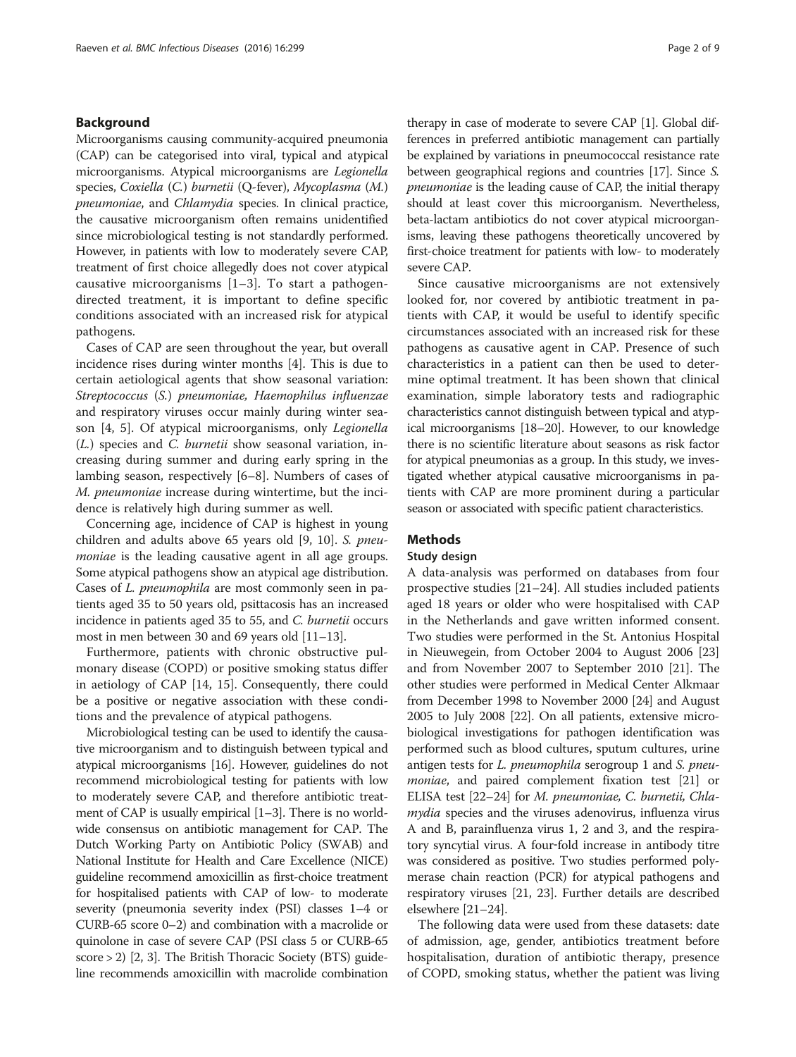## Background

Microorganisms causing community-acquired pneumonia (CAP) can be categorised into viral, typical and atypical microorganisms. Atypical microorganisms are *Legionella* species, *Coxiella* (*C.*) *burnetii* (Q-fever), *Mycoplasma* (*M.*) *pneumoniae*, and *Chlamydia* species. In clinical practice, the causative microorganism often remains unidentified since microbiological testing is not standardly performed. However, in patients with low to moderately severe CAP, treatment of first choice allegedly does not cover atypical causative microorganisms [1–3]. To start a pathogen-directed treatment, it is important to define specific conditions associated with an increased risk for atypical pathogens.

Cases of CAP are seen throughout the year, but overall incidence rises during winter months [4]. This is due to certain aetiological agents that show seasonal variation: *Streptococcus* (*S.*) *pneumoniae, Haemophilus influenzae* and respiratory viruses occur mainly during winter season [4, 5]. Of atypical microorganisms, only *Legionella* (*L.*) species and *C. burnetii* show seasonal variation, increasing during summer and during early spring in the lambing season, respectively [6–8]. Numbers of cases of *M. pneumoniae* increase during wintertime, but the incidence is relatively high during summer as well.

Concerning age, incidence of CAP is highest in young children and adults above 65 years old [9, 10]. *S. pneumoniae* is the leading causative agent in all age groups. Some atypical pathogens show an atypical age distribution. Cases of *L. pneumophila* are most commonly seen in patients aged 35 to 50 years old, psittacosis has an increased incidence in patients aged 35 to 55, and *C. burnetii* occurs most in men between 30 and 69 years old [11–13].

Furthermore, patients with chronic obstructive pulmonary disease (COPD) or positive smoking status differ in aetiology of CAP [14, 15]. Consequently, there could be a positive or negative association with these conditions and the prevalence of atypical pathogens.

Microbiological testing can be used to identify the causative microorganism and to distinguish between typical and atypical microorganisms [16]. However, guidelines do not recommend microbiological testing for patients with low to moderately severe CAP, and therefore antibiotic treatment of CAP is usually empirical [1–3]. There is no worldwide consensus on antibiotic management for CAP. The Dutch Working Party on Antibiotic Policy (SWAB) and National Institute for Health and Care Excellence (NICE) guideline recommend amoxicillin as first-choice treatment for hospitalised patients with CAP of low- to moderate severity (pneumonia severity index (PSI) classes 1–4 or CURB-65 score 0–2) and combination with a macrolide or quinolone in case of severe CAP (PSI class 5 or CURB-65 score > 2) [2, 3]. The British Thoracic Society (BTS) guideline recommends amoxicillin with macrolide combination therapy in case of moderate to severe CAP [1]. Global differences in preferred antibiotic management can partially be explained by variations in pneumococcal resistance rate between geographical regions and countries [17]. Since *S. pneumoniae* is the leading cause of CAP, the initial therapy should at least cover this microorganism. Nevertheless, beta-lactam antibiotics do not cover atypical microorganisms, leaving these pathogens theoretically uncovered by first-choice treatment for patients with low- to moderately severe CAP.

Since causative microorganisms are not extensively looked for, nor covered by antibiotic treatment in patients with CAP, it would be useful to identify specific circumstances associated with an increased risk for these pathogens as causative agent in CAP. Presence of such characteristics in a patient can then be used to determine optimal treatment. It has been shown that clinical examination, simple laboratory tests and radiographic characteristics cannot distinguish between typical and atypical microorganisms [18–20]. However, to our knowledge there is no scientific literature about seasons as risk factor for atypical pneumonias as a group. In this study, we investigated whether atypical causative microorganisms in patients with CAP are more prominent during a particular season or associated with specific patient characteristics.

## Methods

### Study design

A data-analysis was performed on databases from four prospective studies [21–24]. All studies included patients aged 18 years or older who were hospitalised with CAP in the Netherlands and gave written informed consent. Two studies were performed in the St. Antonius Hospital in Nieuwegein, from October 2004 to August 2006 [23] and from November 2007 to September 2010 [21]. The other studies were performed in Medical Center Alkmaar from December 1998 to November 2000 [24] and August 2005 to July 2008 [22]. On all patients, extensive microbiological investigations for pathogen identification was performed such as blood cultures, sputum cultures, urine antigen tests for *L. pneumophila* serogroup 1 and *S. pneumoniae*, and paired complement fixation test [21] or ELISA test [22–24] for *M. pneumoniae, C. burnetii, Chlamydia* species and the viruses adenovirus, influenza virus A and B, parainfluenza virus 1, 2 and 3, and the respiratory syncytial virus. A four-fold increase in antibody titre was considered as positive. Two studies performed polymerase chain reaction (PCR) for atypical pathogens and respiratory viruses [21, 23]. Further details are described elsewhere [21–24].

The following data were used from these datasets: date of admission, age, gender, antibiotics treatment before hospitalisation, duration of antibiotic therapy, presence of COPD, smoking status, whether the patient was living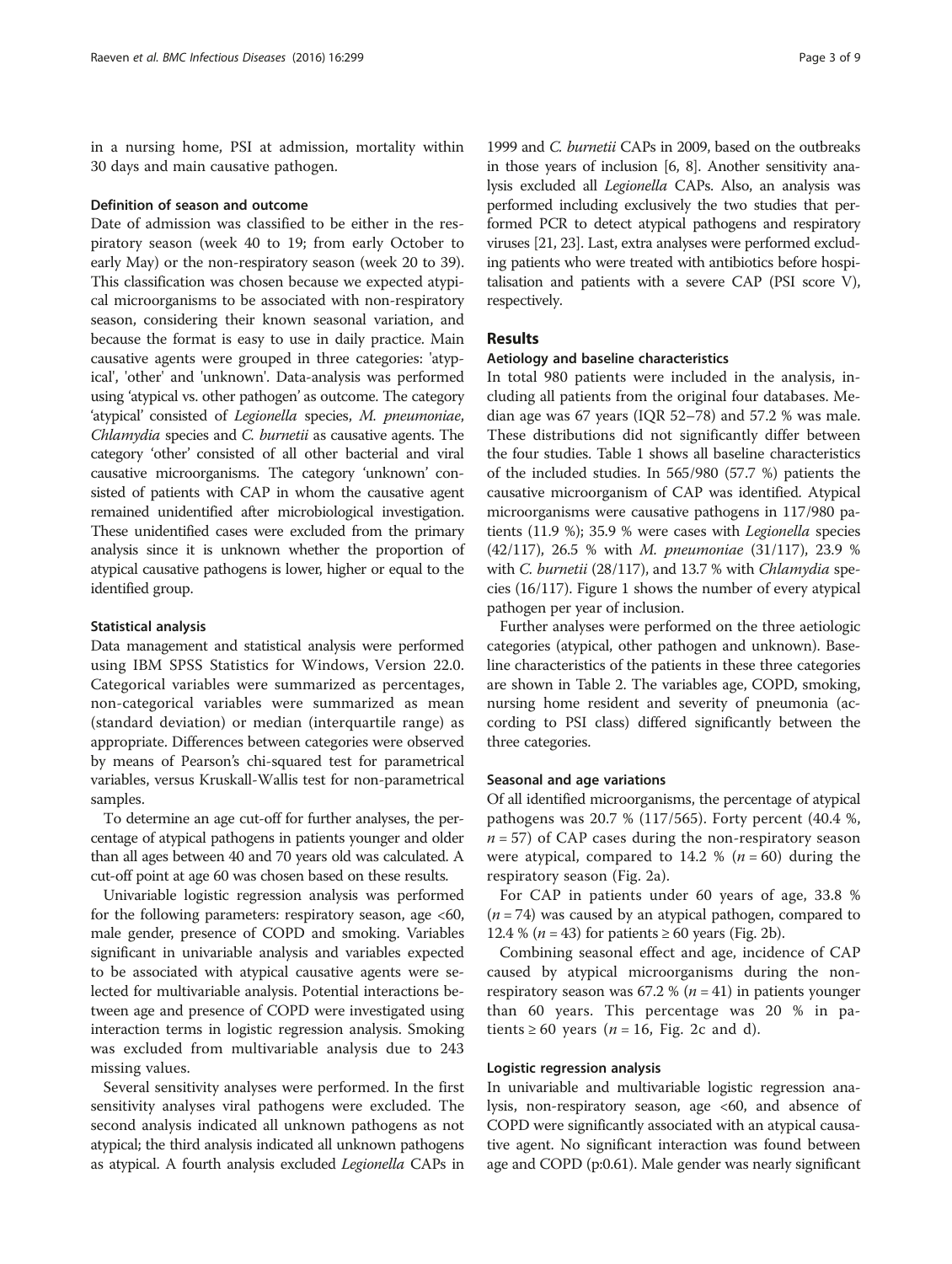in a nursing home, PSI at admission, mortality within 30 days and main causative pathogen.

### Definition of season and outcome

Date of admission was classified to be either in the respiratory season (week 40 to 19; from early October to early May) or the non-respiratory season (week 20 to 39). This classification was chosen because we expected atypical microorganisms to be associated with non-respiratory season, considering their known seasonal variation, and because the format is easy to use in daily practice. Main causative agents were grouped in three categories: 'atypical', 'other' and 'unknown'. Data-analysis was performed using 'atypical vs. other pathogen' as outcome. The category 'atypical' consisted of *Legionella* species, *M. pneumoniae*, *Chlamydia* species and *C. burnetii* as causative agents. The category 'other' consisted of all other bacterial and viral causative microorganisms. The category 'unknown' consisted of patients with CAP in whom the causative agent remained unidentified after microbiological investigation. These unidentified cases were excluded from the primary analysis since it is unknown whether the proportion of atypical causative pathogens is lower, higher or equal to the identified group.

### Statistical analysis

Data management and statistical analysis were performed using IBM SPSS Statistics for Windows, Version 22.0. Categorical variables were summarized as percentages, non-categorical variables were summarized as mean (standard deviation) or median (interquartile range) as appropriate. Differences between categories were observed by means of Pearson's chi-squared test for parametrical variables, versus Kruskall-Wallis test for non-parametrical samples.

To determine an age cut-off for further analyses, the percentage of atypical pathogens in patients younger and older than all ages between 40 and 70 years old was calculated. A cut-off point at age 60 was chosen based on these results.

Univariable logistic regression analysis was performed for the following parameters: respiratory season, age <60, male gender, presence of COPD and smoking. Variables significant in univariable analysis and variables expected to be associated with atypical causative agents were selected for multivariable analysis. Potential interactions between age and presence of COPD were investigated using interaction terms in logistic regression analysis. Smoking was excluded from multivariable analysis due to 243 missing values.

Several sensitivity analyses were performed. In the first sensitivity analyses viral pathogens were excluded. The second analysis indicated all unknown pathogens as not atypical; the third analysis indicated all unknown pathogens as atypical. A fourth analysis excluded *Legionella* CAPs in 1999 and *C. burnetii* CAPs in 2009, based on the outbreaks in those years of inclusion [6, 8]. Another sensitivity analysis excluded all *Legionella* CAPs. Also, an analysis was performed including exclusively the two studies that performed PCR to detect atypical pathogens and respiratory viruses [21, 23]. Last, extra analyses were performed excluding patients who were treated with antibiotics before hospitalisation and patients with a severe CAP (PSI score V), respectively.

## Results

### Aetiology and baseline characteristics

In total 980 patients were included in the analysis, including all patients from the original four databases. Median age was 67 years (IQR 52–78) and 57.2 % was male. These distributions did not significantly differ between the four studies. Table 1 shows all baseline characteristics of the included studies. In 565/980 (57.7 %) patients the causative microorganism of CAP was identified. Atypical microorganisms were causative pathogens in 117/980 patients (11.9 %); 35.9 % were cases with *Legionella* species (42/117), 26.5 % with *M. pneumoniae* (31/117), 23.9 % with *C. burnetii* (28/117), and 13.7 % with *Chlamydia* species (16/117). Figure 1 shows the number of every atypical pathogen per year of inclusion.

Further analyses were performed on the three aetiologic categories (atypical, other pathogen and unknown). Baseline characteristics of the patients in these three categories are shown in Table 2. The variables age, COPD, smoking, nursing home resident and severity of pneumonia (according to PSI class) differed significantly between the three categories.

### Seasonal and age variations

Of all identified microorganisms, the percentage of atypical pathogens was 20.7 % (117/565). Forty percent (40.4 %, $n = 57$) of CAP cases during the non-respiratory season were atypical, compared to 14.2 % ($n = 60$) during the respiratory season (Fig. 2a).

For CAP in patients under 60 years of age, 33.8 % ($n = 74$) was caused by an atypical pathogen, compared to 12.4 % ($n = 43$) for patients ≥ 60 years (Fig. 2b).

Combining seasonal effect and age, incidence of CAP caused by atypical microorganisms during the non-respiratory season was 67.2 % ($n = 41$) in patients younger than 60 years. This percentage was 20 % in patients ≥ 60 years ($n = 16$, Fig. 2c and d).

### Logistic regression analysis

In univariable and multivariable logistic regression analysis, non-respiratory season, age <60, and absence of COPD were significantly associated with an atypical causative agent. No significant interaction was found between age and COPD (p:0.61). Male gender was nearly significant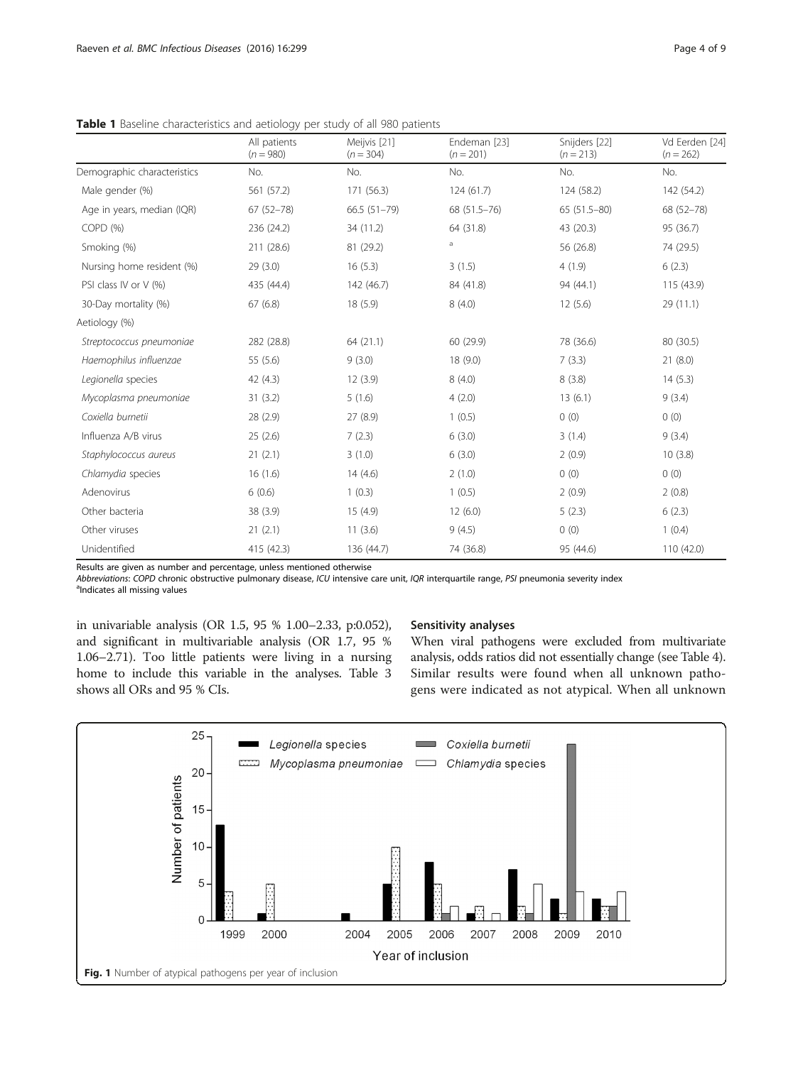**Table 1** Baseline characteristics and aetiology per study of all 980 patients

| | All patients (*n* = 980) | Meijvis [21] (*n* = 304) | Endeman [23] (*n* = 201) | Snijders [22] (*n* = 213) | Vd Eerden [24] (*n* = 262) |
|---|---|---|---|---|---|
| Demographic characteristics | No. | No. | No. | No. | No. |
| Male gender (%) | 561 (57.2) | 171 (56.3) | 124 (61.7) | 124 (58.2) | 142 (54.2) |
| Age in years, median (IQR) | 67 (52–78) | 66.5 (51–79) | 68 (51.5–76) | 65 (51.5–80) | 68 (52–78) |
| COPD (%) | 236 (24.2) | 34 (11.2) | 64 (31.8) | 43 (20.3) | 95 (36.7) |
| Smoking (%) | 211 (28.6) | 81 (29.2) | [a] | 56 (26.8) | 74 (29.5) |
| Nursing home resident (%) | 29 (3.0) | 16 (5.3) | 3 (1.5) | 4 (1.9) | 6 (2.3) |
| PSI class IV or V (%) | 435 (44.4) | 142 (46.7) | 84 (41.8) | 94 (44.1) | 115 (43.9) |
| 30-Day mortality (%) | 67 (6.8) | 18 (5.9) | 8 (4.0) | 12 (5.6) | 29 (11.1) |
| Aetiology (%) | | | | | |
| *Streptococcus pneumoniae* | 282 (28.8) | 64 (21.1) | 60 (29.9) | 78 (36.6) | 80 (30.5) |
| *Haemophilus influenzae* | 55 (5.6) | 9 (3.0) | 18 (9.0) | 7 (3.3) | 21 (8.0) |
| *Legionella* species | 42 (4.3) | 12 (3.9) | 8 (4.0) | 8 (3.8) | 14 (5.3) |
| *Mycoplasma pneumoniae* | 31 (3.2) | 5 (1.6) | 4 (2.0) | 13 (6.1) | 9 (3.4) |
| *Coxiella burnetii* | 28 (2.9) | 27 (8.9) | 1 (0.5) | 0 (0) | 0 (0) |
| Influenza A/B virus | 25 (2.6) | 7 (2.3) | 6 (3.0) | 3 (1.4) | 9 (3.4) |
| *Staphylococcus aureus* | 21 (2.1) | 3 (1.0) | 6 (3.0) | 2 (0.9) | 10 (3.8) |
| *Chlamydia* species | 16 (1.6) | 14 (4.6) | 2 (1.0) | 0 (0) | 0 (0) |
| Adenovirus | 6 (0.6) | 1 (0.3) | 1 (0.5) | 2 (0.9) | 2 (0.8) |
| Other bacteria | 38 (3.9) | 15 (4.9) | 12 (6.0) | 5 (2.3) | 6 (2.3) |
| Other viruses | 21 (2.1) | 11 (3.6) | 9 (4.5) | 0 (0) | 1 (0.4) |
| Unidentified | 415 (42.3) | 136 (44.7) | 74 (36.8) | 95 (44.6) | 110 (42.0) |

Results are given as number and percentage, unless mentioned otherwise

*Abbreviations*: *COPD* chronic obstructive pulmonary disease, *ICU* intensive care unit, *IQR* interquartile range, *PSI* pneumonia severity index

[a]Indicates all missing values

in univariable analysis (OR 1.5, 95 % 1.00–2.33, p:0.052), and significant in multivariable analysis (OR 1.7, 95 % 1.06–2.71). Too little patients were living in a nursing home to include this variable in the analyses. Table 3 shows all ORs and 95 % CIs.

### Sensitivity analyses

When viral pathogens were excluded from multivariate analysis, odds ratios did not essentially change (see Table 4). Similar results were found when all unknown pathogens were indicated as not atypical. When all unknown

**Fig. 1** Number of atypical pathogens per year of inclusion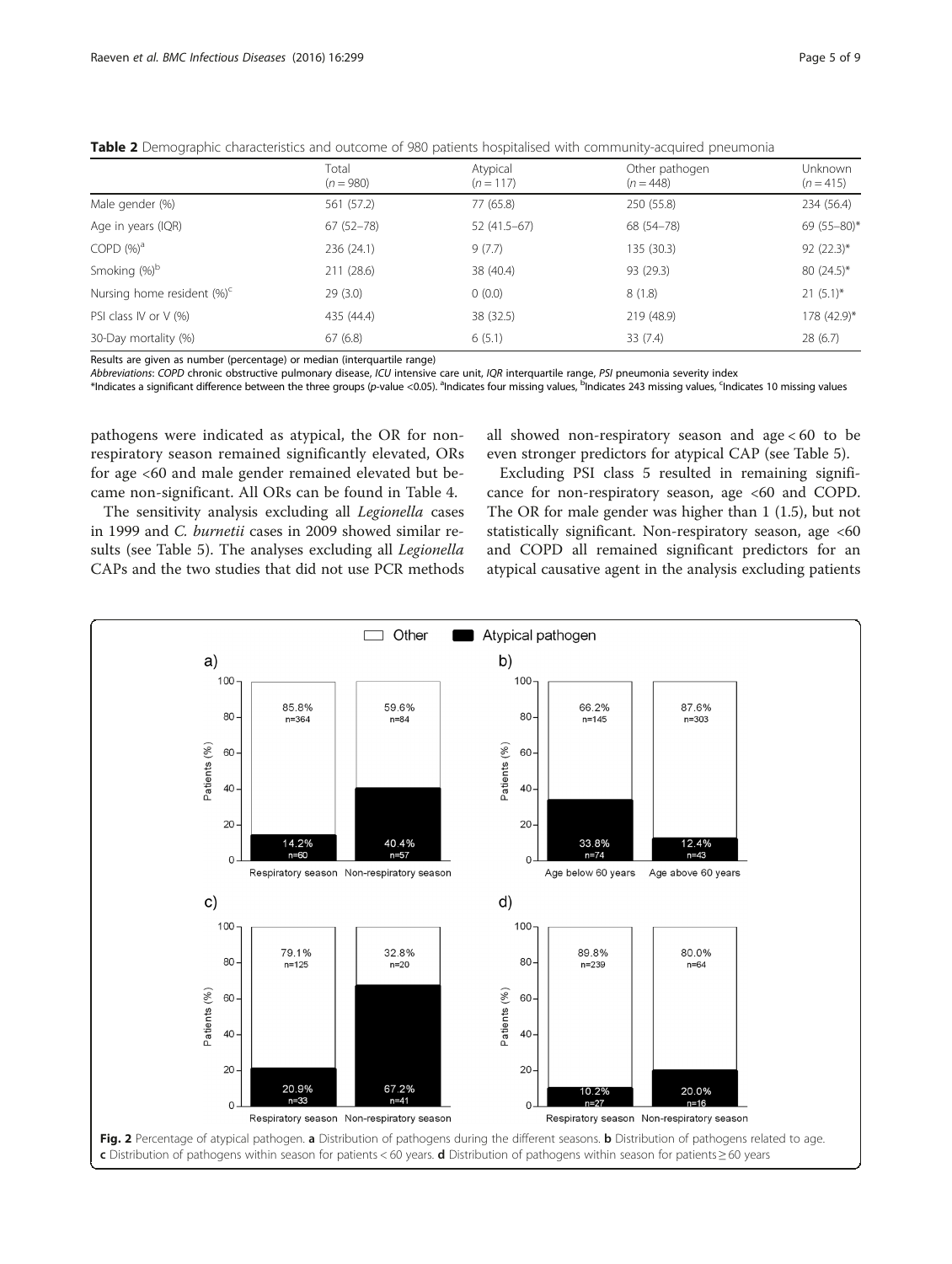**Table 2** Demographic characteristics and outcome of 980 patients hospitalised with community-acquired pneumonia

| | Total ($n = 980$) | Atypical ($n = 117$) | Other pathogen ($n = 448$) | Unknown ($n = 415$) |
|---|---|---|---|---|
| Male gender (%) | 561 (57.2) | 77 (65.8) | 250 (55.8) | 234 (56.4) |
| Age in years (IQR) | 67 (52–78) | 52 (41.5–67) | 68 (54–78) | 69 (55–80)* |
| COPD (%)[a] | 236 (24.1) | 9 (7.7) | 135 (30.3) | 92 (22.3)* |
| Smoking (%)[b] | 211 (28.6) | 38 (40.4) | 93 (29.3) | 80 (24.5)* |
| Nursing home resident (%)[c] | 29 (3.0) | 0 (0.0) | 8 (1.8) | 21 (5.1)* |
| PSI class IV or V (%) | 435 (44.4) | 38 (32.5) | 219 (48.9) | 178 (42.9)* |
| 30-Day mortality (%) | 67 (6.8) | 6 (5.1) | 33 (7.4) | 28 (6.7) |

Results are given as number (percentage) or median (interquartile range)

*Abbreviations*: *COPD* chronic obstructive pulmonary disease, *ICU* intensive care unit, *IQR* interquartile range, *PSI* pneumonia severity index

*Indicates a significant difference between the three groups ($p$-value <0.05). [a]Indicates four missing values, [b]Indicates 243 missing values, [c]Indicates 10 missing values

pathogens were indicated as atypical, the OR for non-respiratory season remained significantly elevated, ORs for age <60 and male gender remained elevated but became non-significant. All ORs can be found in Table 4.

The sensitivity analysis excluding all *Legionella* cases in 1999 and *C. burnetii* cases in 2009 showed similar results (see Table 5). The analyses excluding all *Legionella* CAPs and the two studies that did not use PCR methods all showed non-respiratory season and age < 60 to be even stronger predictors for atypical CAP (see Table 5).

Excluding PSI class 5 resulted in remaining significance for non-respiratory season, age <60 and COPD. The OR for male gender was higher than 1 (1.5), but not statistically significant. Non-respiratory season, age <60 and COPD all remained significant predictors for an atypical causative agent in the analysis excluding patients

**Fig. 2** Percentage of atypical pathogen. **a** Distribution of pathogens during the different seasons. **b** Distribution of pathogens related to age. **c** Distribution of pathogens within season for patients < 60 years. **d** Distribution of pathogens within season for patients ≥ 60 years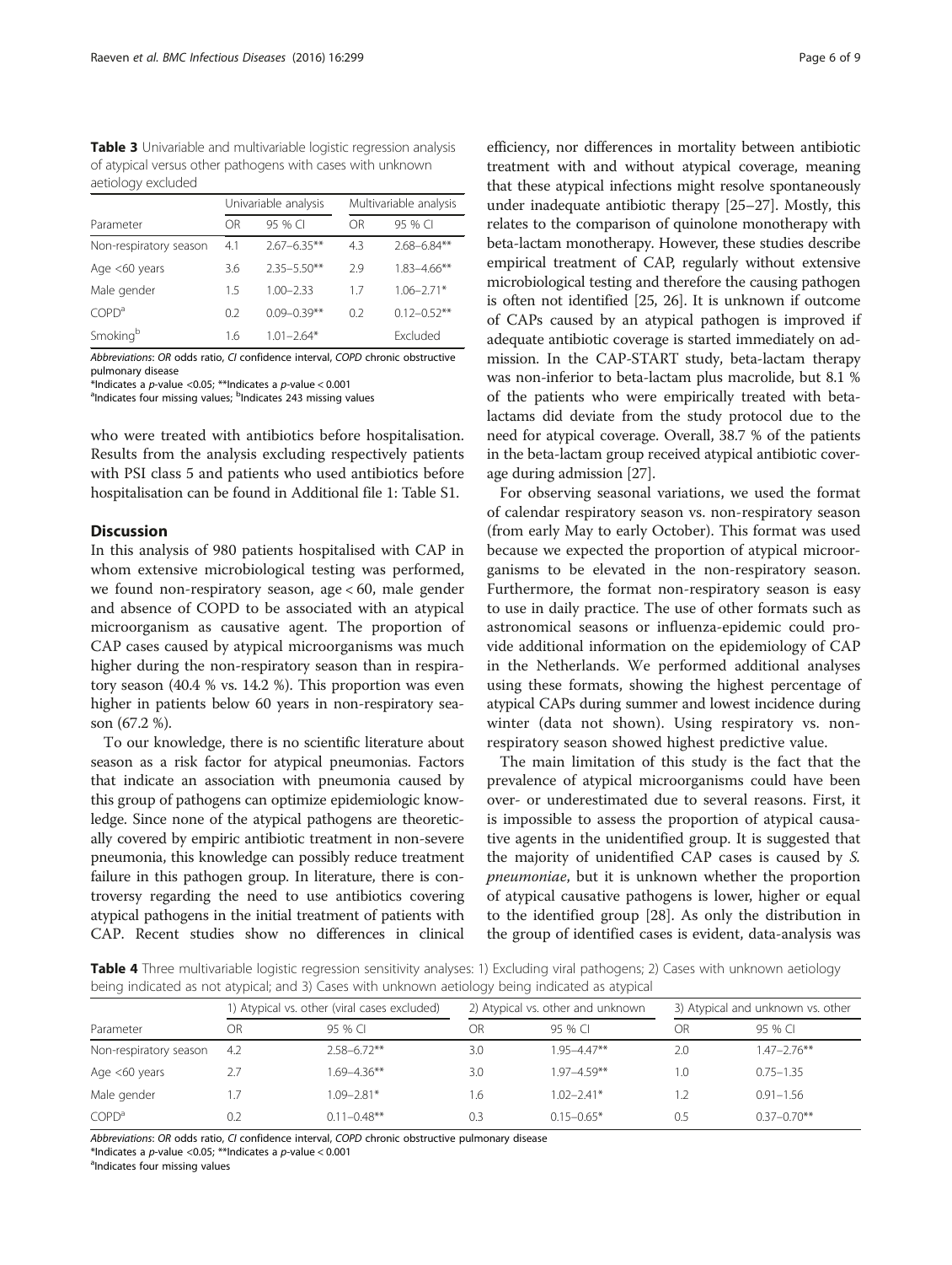**Table 3** Univariable and multivariable logistic regression analysis of atypical versus other pathogens with cases with unknown aetiology excluded

| | Univariable analysis | | Multivariable analysis | |
|---|---|---|---|---|
| Parameter | OR | 95 % CI | OR | 95 % CI |
| Non-respiratory season | 4.1 | 2.67–6.35** | 4.3 | 2.68–6.84** |
| Age <60 years | 3.6 | 2.35–5.50** | 2.9 | 1.83–4.66** |
| Male gender | 1.5 | 1.00–2.33 | 1.7 | 1.06–2.71* |
| COPD[a] | 0.2 | 0.09–0.39** | 0.2 | 0.12–0.52** |
| Smoking[b] | 1.6 | 1.01–2.64* | Excluded | |

*Abbreviations*: *OR* odds ratio, *CI* confidence interval, *COPD* chronic obstructive pulmonary disease
*Indicates a *p*-value <0.05; **Indicates a *p*-value < 0.001
[a]Indicates four missing values; [b]Indicates 243 missing values

who were treated with antibiotics before hospitalisation. Results from the analysis excluding respectively patients with PSI class 5 and patients who used antibiotics before hospitalisation can be found in Additional file 1: Table S1.

## Discussion

In this analysis of 980 patients hospitalised with CAP in whom extensive microbiological testing was performed, we found non-respiratory season, age < 60, male gender and absence of COPD to be associated with an atypical microorganism as causative agent. The proportion of CAP cases caused by atypical microorganisms was much higher during the non-respiratory season than in respiratory season (40.4 % vs. 14.2 %). This proportion was even higher in patients below 60 years in non-respiratory season (67.2 %).

To our knowledge, there is no scientific literature about season as a risk factor for atypical pneumonias. Factors that indicate an association with pneumonia caused by this group of pathogens can optimize epidemiologic knowledge. Since none of the atypical pathogens are theoretically covered by empiric antibiotic treatment in non-severe pneumonia, this knowledge can possibly reduce treatment failure in this pathogen group. In literature, there is controversy regarding the need to use antibiotics covering atypical pathogens in the initial treatment of patients with CAP. Recent studies show no differences in clinical efficiency, nor differences in mortality between antibiotic treatment with and without atypical coverage, meaning that these atypical infections might resolve spontaneously under inadequate antibiotic therapy [25–27]. Mostly, this relates to the comparison of quinolone monotherapy with beta-lactam monotherapy. However, these studies describe empirical treatment of CAP, regularly without extensive microbiological testing and therefore the causing pathogen is often not identified [25, 26]. It is unknown if outcome of CAPs caused by an atypical pathogen is improved if adequate antibiotic coverage is started immediately on admission. In the CAP-START study, beta-lactam therapy was non-inferior to beta-lactam plus macrolide, but 8.1 % of the patients who were empirically treated with beta-lactams did deviate from the study protocol due to the need for atypical coverage. Overall, 38.7 % of the patients in the beta-lactam group received atypical antibiotic coverage during admission [27].

For observing seasonal variations, we used the format of calendar respiratory season vs. non-respiratory season (from early May to early October). This format was used because we expected the proportion of atypical microorganisms to be elevated in the non-respiratory season. Furthermore, the format non-respiratory season is easy to use in daily practice. The use of other formats such as astronomical seasons or influenza-epidemic could provide additional information on the epidemiology of CAP in the Netherlands. We performed additional analyses using these formats, showing the highest percentage of atypical CAPs during summer and lowest incidence during winter (data not shown). Using respiratory vs. non-respiratory season showed highest predictive value.

The main limitation of this study is the fact that the prevalence of atypical microorganisms could have been over- or underestimated due to several reasons. First, it is impossible to assess the proportion of atypical causative agents in the unidentified group. It is suggested that the majority of unidentified CAP cases is caused by *S. pneumoniae*, but it is unknown whether the proportion of atypical causative pathogens is lower, higher or equal to the identified group [28]. As only the distribution in the group of identified cases is evident, data-analysis was

**Table 4** Three multivariable logistic regression sensitivity analyses: 1) Excluding viral pathogens; 2) Cases with unknown aetiology being indicated as not atypical; and 3) Cases with unknown aetiology being indicated as atypical

| | 1) Atypical vs. other (viral cases excluded) | | 2) Atypical vs. other and unknown | | 3) Atypical and unknown vs. other | |
|---|---|---|---|---|---|---|
| Parameter | OR | 95 % CI | OR | 95 % CI | OR | 95 % CI |
| Non-respiratory season | 4.2 | 2.58–6.72** | 3.0 | 1.95–4.47** | 2.0 | 1.47–2.76** |
| Age <60 years | 2.7 | 1.69–4.36** | 3.0 | 1.97–4.59** | 1.0 | 0.75–1.35 |
| Male gender | 1.7 | 1.09–2.81* | 1.6 | 1.02–2.41* | 1.2 | 0.91–1.56 |
| COPD[a] | 0.2 | 0.11–0.48** | 0.3 | 0.15–0.65* | 0.5 | 0.37–0.70** |

*Abbreviations*: *OR* odds ratio, *CI* confidence interval, *COPD* chronic obstructive pulmonary disease
*Indicates a *p*-value <0.05; **Indicates a *p*-value < 0.001
[a]Indicates four missing values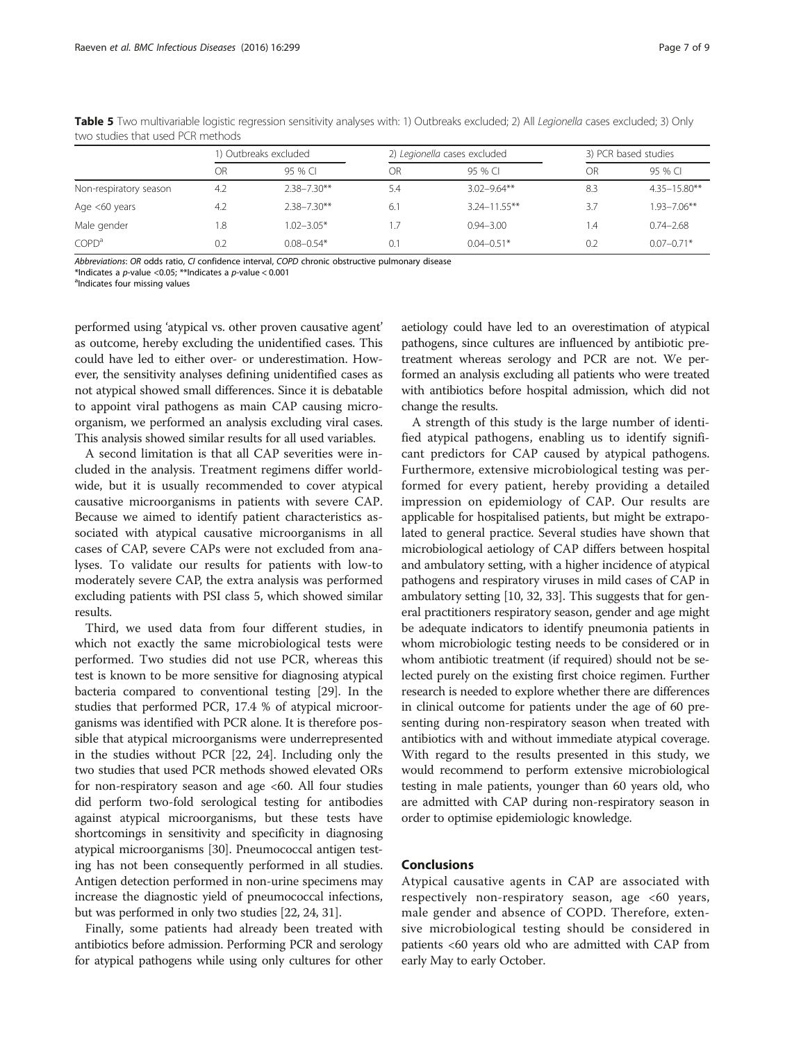**Table 5** Two multivariable logistic regression sensitivity analyses with: 1) Outbreaks excluded; 2) All *Legionella* cases excluded; 3) Only two studies that used PCR methods

| | 1) Outbreaks excluded | | 2) *Legionella* cases excluded | | 3) PCR based studies | |
|---|---|---|---|---|---|---|
| | OR | 95 % CI | OR | 95 % CI | OR | 95 % CI |
| Non-respiratory season | 4.2 | 2.38–7.30** | 5.4 | 3.02–9.64** | 8.3 | 4.35–15.80** |
| Age <60 years | 4.2 | 2.38–7.30** | 6.1 | 3.24–11.55** | 3.7 | 1.93–7.06** |
| Male gender | 1.8 | 1.02–3.05* | 1.7 | 0.94–3.00 | 1.4 | 0.74–2.68 |
| COPD[a] | 0.2 | 0.08–0.54* | 0.1 | 0.04–0.51* | 0.2 | 0.07–0.71* |

*Abbreviations*: *OR* odds ratio, *CI* confidence interval, *COPD* chronic obstructive pulmonary disease
*Indicates a *p*-value <0.05; **Indicates a *p*-value < 0.001
[a]Indicates four missing values

performed using 'atypical vs. other proven causative agent' as outcome, hereby excluding the unidentified cases. This could have led to either over- or underestimation. However, the sensitivity analyses defining unidentified cases as not atypical showed small differences. Since it is debatable to appoint viral pathogens as main CAP causing microorganism, we performed an analysis excluding viral cases. This analysis showed similar results for all used variables.

A second limitation is that all CAP severities were included in the analysis. Treatment regimens differ worldwide, but it is usually recommended to cover atypical causative microorganisms in patients with severe CAP. Because we aimed to identify patient characteristics associated with atypical causative microorganisms in all cases of CAP, severe CAPs were not excluded from analyses. To validate our results for patients with low-to moderately severe CAP, the extra analysis was performed excluding patients with PSI class 5, which showed similar results.

Third, we used data from four different studies, in which not exactly the same microbiological tests were performed. Two studies did not use PCR, whereas this test is known to be more sensitive for diagnosing atypical bacteria compared to conventional testing [29]. In the studies that performed PCR, 17.4 % of atypical microorganisms was identified with PCR alone. It is therefore possible that atypical microorganisms were underrepresented in the studies without PCR [22, 24]. Including only the two studies that used PCR methods showed elevated ORs for non-respiratory season and age <60. All four studies did perform two-fold serological testing for antibodies against atypical microorganisms, but these tests have shortcomings in sensitivity and specificity in diagnosing atypical microorganisms [30]. Pneumococcal antigen testing has not been consequently performed in all studies. Antigen detection performed in non-urine specimens may increase the diagnostic yield of pneumococcal infections, but was performed in only two studies [22, 24, 31].

Finally, some patients had already been treated with antibiotics before admission. Performing PCR and serology for atypical pathogens while using only cultures for other aetiology could have led to an overestimation of atypical pathogens, since cultures are influenced by antibiotic pretreatment whereas serology and PCR are not. We performed an analysis excluding all patients who were treated with antibiotics before hospital admission, which did not change the results.

A strength of this study is the large number of identified atypical pathogens, enabling us to identify significant predictors for CAP caused by atypical pathogens. Furthermore, extensive microbiological testing was performed for every patient, hereby providing a detailed impression on epidemiology of CAP. Our results are applicable for hospitalised patients, but might be extrapolated to general practice. Several studies have shown that microbiological aetiology of CAP differs between hospital and ambulatory setting, with a higher incidence of atypical pathogens and respiratory viruses in mild cases of CAP in ambulatory setting [10, 32, 33]. This suggests that for general practitioners respiratory season, gender and age might be adequate indicators to identify pneumonia patients in whom microbiologic testing needs to be considered or in whom antibiotic treatment (if required) should not be selected purely on the existing first choice regimen. Further research is needed to explore whether there are differences in clinical outcome for patients under the age of 60 presenting during non-respiratory season when treated with antibiotics with and without immediate atypical coverage. With regard to the results presented in this study, we would recommend to perform extensive microbiological testing in male patients, younger than 60 years old, who are admitted with CAP during non-respiratory season in order to optimise epidemiologic knowledge.

## Conclusions

Atypical causative agents in CAP are associated with respectively non-respiratory season, age <60 years, male gender and absence of COPD. Therefore, extensive microbiological testing should be considered in patients <60 years old who are admitted with CAP from early May to early October.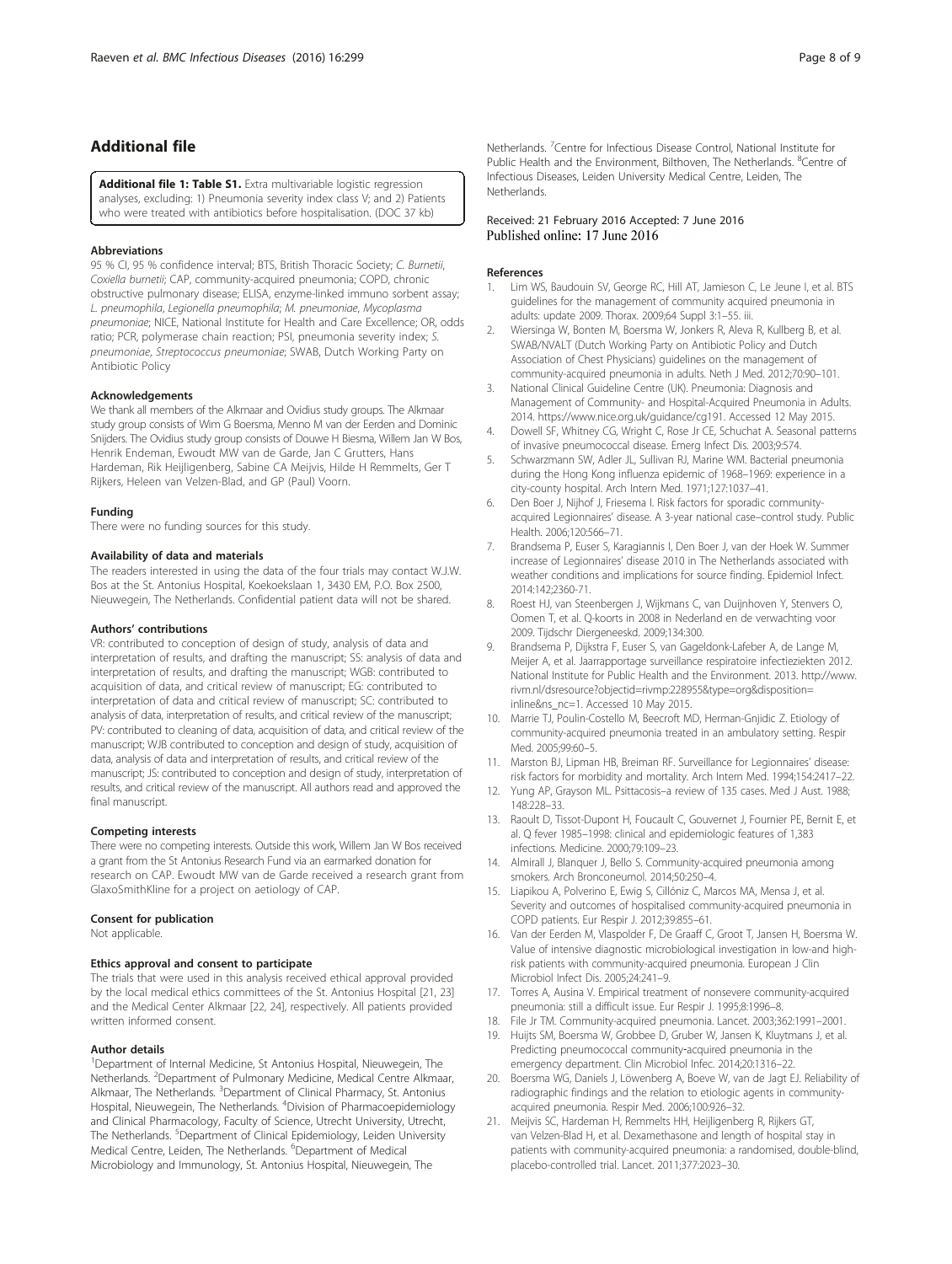## Additional file

**Additional file 1: Table S1.** Extra multivariable logistic regression analyses, excluding: 1) Pneumonia severity index class V; and 2) Patients who were treated with antibiotics before hospitalisation. (DOC 37 kb)

#### Abbreviations

95 % CI, 95 % confidence interval; BTS, British Thoracic Society; *C. Burnetii*, *Coxiella burnetii*; CAP, community-acquired pneumonia; COPD, chronic obstructive pulmonary disease; ELISA, enzyme-linked immuno sorbent assay; *L. pneumophila*, *Legionella pneumophila*; *M. pneumoniae*, *Mycoplasma pneumoniae*; NICE, National Institute for Health and Care Excellence; OR, odds ratio; PCR, polymerase chain reaction; PSI, pneumonia severity index; *S. pneumoniae*, *Streptococcus pneumoniae*; SWAB, Dutch Working Party on Antibiotic Policy

#### Acknowledgements

We thank all members of the Alkmaar and Ovidius study groups. The Alkmaar study group consists of Wim G Boersma, Menno M van der Eerden and Dominic Snijders. The Ovidius study group consists of Douwe H Biesma, Willem Jan W Bos, Henrik Endeman, Ewoudt MW van de Garde, Jan C Grutters, Hans Hardeman, Rik Heijligenberg, Sabine CA Meijvis, Hilde H Remmelts, Ger T Rijkers, Heleen van Velzen-Blad, and GP (Paul) Voorn.

#### Funding

There were no funding sources for this study.

#### Availability of data and materials

The readers interested in using the data of the four trials may contact W.J.W. Bos at the St. Antonius Hospital, Koekoekslaan 1, 3430 EM, P.O. Box 2500, Nieuwegein, The Netherlands. Confidential patient data will not be shared.

#### Authors' contributions

VR: contributed to conception of design of study, analysis of data and interpretation of results, and drafting the manuscript; SS: analysis of data and interpretation of results, and drafting the manuscript; WGB: contributed to acquisition of data, and critical review of manuscript; EG: contributed to interpretation of data and critical review of manuscript; SC: contributed to analysis of data, interpretation of results, and critical review of the manuscript; PV: contributed to cleaning of data, acquisition of data, and critical review of the manuscript; WJB contributed to conception and design of study, acquisition of data, analysis of data and interpretation of results, and critical review of the manuscript; JS: contributed to conception and design of study, interpretation of results, and critical review of the manuscript. All authors read and approved the final manuscript.

#### Competing interests

There were no competing interests. Outside this work, Willem Jan W Bos received a grant from the St Antonius Research Fund via an earmarked donation for research on CAP. Ewoudt MW van de Garde received a research grant from GlaxoSmithKline for a project on aetiology of CAP.

#### Consent for publication

Not applicable.

#### Ethics approval and consent to participate

The trials that were used in this analysis received ethical approval provided by the local medical ethics committees of the St. Antonius Hospital [21, 23] and the Medical Center Alkmaar [22, 24], respectively. All patients provided written informed consent.

#### Author details

[1]Department of Internal Medicine, St Antonius Hospital, Nieuwegein, The Netherlands. [2]Department of Pulmonary Medicine, Medical Centre Alkmaar, Alkmaar, The Netherlands. [3]Department of Clinical Pharmacy, St. Antonius Hospital, Nieuwegein, The Netherlands. [4]Division of Pharmacoepidemiology and Clinical Pharmacology, Faculty of Science, Utrecht University, Utrecht, The Netherlands. [5]Department of Clinical Epidemiology, Leiden University Medical Centre, Leiden, The Netherlands. [6]Department of Medical Microbiology and Immunology, St. Antonius Hospital, Nieuwegein, The Netherlands. [7]Centre for Infectious Disease Control, National Institute for Public Health and the Environment, Bilthoven, The Netherlands. [8]Centre of Infectious Diseases, Leiden University Medical Centre, Leiden, The Netherlands.

Received: 21 February 2016 Accepted: 7 June 2016
Published online: 17 June 2016

#### References

1. Lim WS, Baudouin SV, George RC, Hill AT, Jamieson C, Le Jeune I, et al. BTS guidelines for the management of community acquired pneumonia in adults: update 2009. Thorax. 2009;64 Suppl 3:1–55. iii.
2. Wiersinga W, Bonten M, Boersma W, Jonkers R, Aleva R, Kullberg B, et al. SWAB/NVALT (Dutch Working Party on Antibiotic Policy and Dutch Association of Chest Physicians) guidelines on the management of community-acquired pneumonia in adults. Neth J Med. 2012;70:90–101.
3. National Clinical Guideline Centre (UK). Pneumonia: Diagnosis and Management of Community- and Hospital-Acquired Pneumonia in Adults. 2014. https://www.nice.org.uk/guidance/cg191. Accessed 12 May 2015.
4. Dowell SF, Whitney CG, Wright C, Rose Jr CE, Schuchat A. Seasonal patterns of invasive pneumococcal disease. Emerg Infect Dis. 2003;9:574.
5. Schwarzmann SW, Adler JL, Sullivan RJ, Marine WM. Bacterial pneumonia during the Hong Kong influenza epidemic of 1968–1969: experience in a city-county hospital. Arch Intern Med. 1971;127:1037–41.
6. Den Boer J, Nijhof J, Friesema I. Risk factors for sporadic community-acquired Legionnaires' disease. A 3-year national case–control study. Public Health. 2006;120:566–71.
7. Brandsema P, Euser S, Karagiannis I, Den Boer J, van der Hoek W. Summer increase of Legionnaires' disease 2010 in The Netherlands associated with weather conditions and implications for source finding. Epidemiol Infect. 2014:142;2360-71.
8. Roest HJ, van Steenbergen J, Wijkmans C, van Duijnhoven Y, Stenvers O, Oomen T, et al. Q-koorts in 2008 in Nederland en de verwachting voor 2009. Tijdschr Diergeneeskd. 2009;134:300.
9. Brandsema P, Dijkstra F, Euser S, van Gageldonk-Lafeber A, de Lange M, Meijer A, et al. Jaarrapportage surveillance respiratoire infectieziekten 2012. National Institute for Public Health and the Environment. 2013. http://www.rivm.nl/dsresource?objectid=rivmp:228955&type=org&disposition=inline&ns_nc=1. Accessed 10 May 2015.
10. Marrie TJ, Poulin-Costello M, Beecroft MD, Herman-Gnjidic Z. Etiology of community-acquired pneumonia treated in an ambulatory setting. Respir Med. 2005;99:60–5.
11. Marston BJ, Lipman HB, Breiman RF. Surveillance for Legionnaires' disease: risk factors for morbidity and mortality. Arch Intern Med. 1994;154:2417–22.
12. Yung AP, Grayson ML. Psittacosis–a review of 135 cases. Med J Aust. 1988; 148:228–33.
13. Raoult D, Tissot-Dupont H, Foucault C, Gouvernet J, Fournier PE, Bernit E, et al. Q fever 1985–1998: clinical and epidemiologic features of 1,383 infections. Medicine. 2000;79:109–23.
14. Almirall J, Blanquer J, Bello S. Community-acquired pneumonia among smokers. Arch Bronconeumol. 2014;50:250–4.
15. Liapikou A, Polverino E, Ewig S, Cillóniz C, Marcos MA, Mensa J, et al. Severity and outcomes of hospitalised community-acquired pneumonia in COPD patients. Eur Respir J. 2012;39:855–61.
16. Van der Eerden M, Vlaspolder F, De Graaff C, Groot T, Jansen H, Boersma W. Value of intensive diagnostic microbiological investigation in low-and high-risk patients with community-acquired pneumonia. European J Clin Microbiol Infect Dis. 2005;24:241–9.
17. Torres A, Ausina V. Empirical treatment of nonsevere community-acquired pneumonia: still a difficult issue. Eur Respir J. 1995;8:1996–8.
18. File Jr TM. Community-acquired pneumonia. Lancet. 2003;362:1991–2001.
19. Huijts SM, Boersma W, Grobbee D, Gruber W, Jansen K, Kluytmans J, et al. Predicting pneumococcal community-acquired pneumonia in the emergency department. Clin Microbiol Infec. 2014;20:1316–22.
20. Boersma WG, Daniels J, Löwenberg A, Boeve W, van de Jagt EJ. Reliability of radiographic findings and the relation to etiologic agents in community-acquired pneumonia. Respir Med. 2006;100:926–32.
21. Meijvis SC, Hardeman H, Remmelts HH, Heijligenberg R, Rijkers GT, van Velzen-Blad H, et al. Dexamethasone and length of hospital stay in patients with community-acquired pneumonia: a randomised, double-blind, placebo-controlled trial. Lancet. 2011;377:2023–30.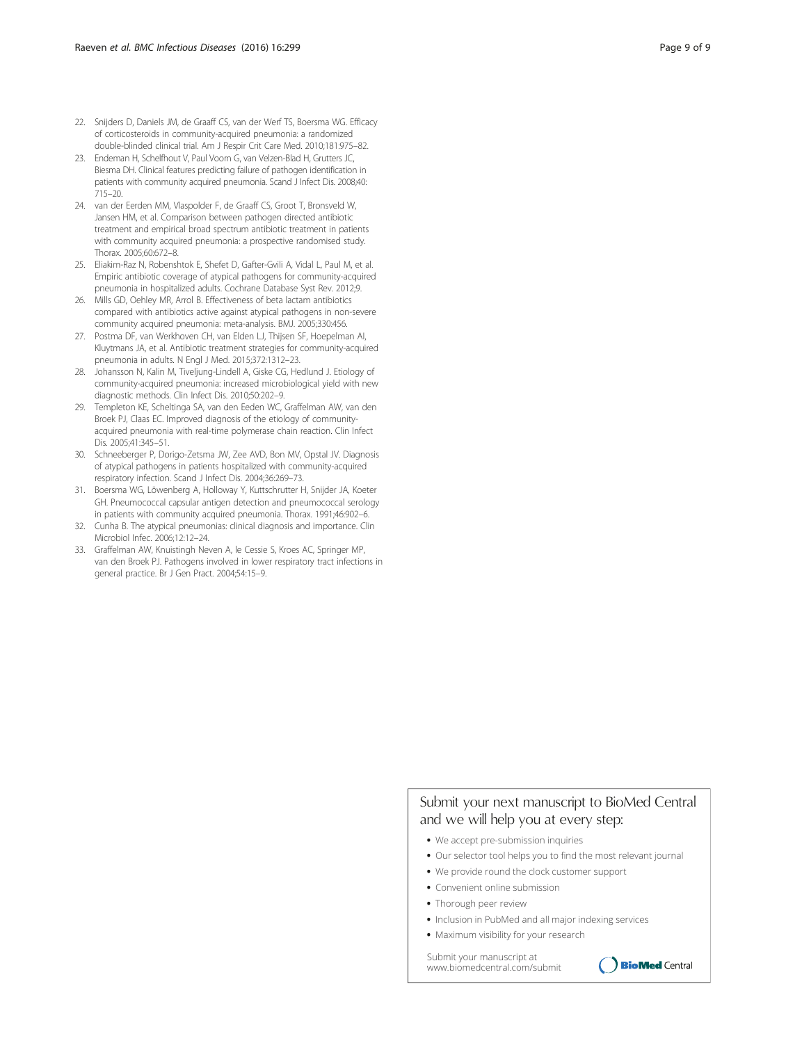22. Snijders D, Daniels JM, de Graaff CS, van der Werf TS, Boersma WG. Efficacy of corticosteroids in community-acquired pneumonia: a randomized double-blinded clinical trial. Am J Respir Crit Care Med. 2010;181:975–82.
23. Endeman H, Schelfhout V, Paul Voorn G, van Velzen-Blad H, Grutters JC, Biesma DH. Clinical features predicting failure of pathogen identification in patients with community acquired pneumonia. Scand J Infect Dis. 2008;40: 715–20.
24. van der Eerden MM, Vlaspolder F, de Graaff CS, Groot T, Bronsveld W, Jansen HM, et al. Comparison between pathogen directed antibiotic treatment and empirical broad spectrum antibiotic treatment in patients with community acquired pneumonia: a prospective randomised study. Thorax. 2005;60:672–8.
25. Eliakim-Raz N, Robenshtok E, Shefet D, Gafter-Gvili A, Vidal L, Paul M, et al. Empiric antibiotic coverage of atypical pathogens for community-acquired pneumonia in hospitalized adults. Cochrane Database Syst Rev. 2012;9.
26. Mills GD, Oehley MR, Arrol B. Effectiveness of beta lactam antibiotics compared with antibiotics active against atypical pathogens in non-severe community acquired pneumonia: meta-analysis. BMJ. 2005;330:456.
27. Postma DF, van Werkhoven CH, van Elden LJ, Thijsen SF, Hoepelman AI, Kluytmans JA, et al. Antibiotic treatment strategies for community-acquired pneumonia in adults. N Engl J Med. 2015;372:1312–23.
28. Johansson N, Kalin M, Tiveljung-Lindell A, Giske CG, Hedlund J. Etiology of community-acquired pneumonia: increased microbiological yield with new diagnostic methods. Clin Infect Dis. 2010;50:202–9.
29. Templeton KE, Scheltinga SA, van den Eeden WC, Graffelman AW, van den Broek PJ, Claas EC. Improved diagnosis of the etiology of community-acquired pneumonia with real-time polymerase chain reaction. Clin Infect Dis. 2005;41:345–51.
30. Schneeberger P, Dorigo-Zetsma JW, Zee AVD, Bon MV, Opstal JV. Diagnosis of atypical pathogens in patients hospitalized with community-acquired respiratory infection. Scand J Infect Dis. 2004;36:269–73.
31. Boersma WG, Löwenberg A, Holloway Y, Kuttschrutter H, Snijder JA, Koeter GH. Pneumococcal capsular antigen detection and pneumococcal serology in patients with community acquired pneumonia. Thorax. 1991;46:902–6.
32. Cunha B. The atypical pneumonias: clinical diagnosis and importance. Clin Microbiol Infec. 2006;12:12–24.
33. Graffelman AW, Knuistingh Neven A, le Cessie S, Kroes AC, Springer MP, van den Broek PJ. Pathogens involved in lower respiratory tract infections in general practice. Br J Gen Pract. 2004;54:15–9.

Submit your next manuscript to BioMed Central and we will help you at every step:

- We accept pre-submission inquiries
- Our selector tool helps you to find the most relevant journal
- We provide round the clock customer support
- Convenient online submission
- Thorough peer review
- Inclusion in PubMed and all major indexing services
- Maximum visibility for your research

Submit your manuscript at www.biomedcentral.com/submit

BioMed Central